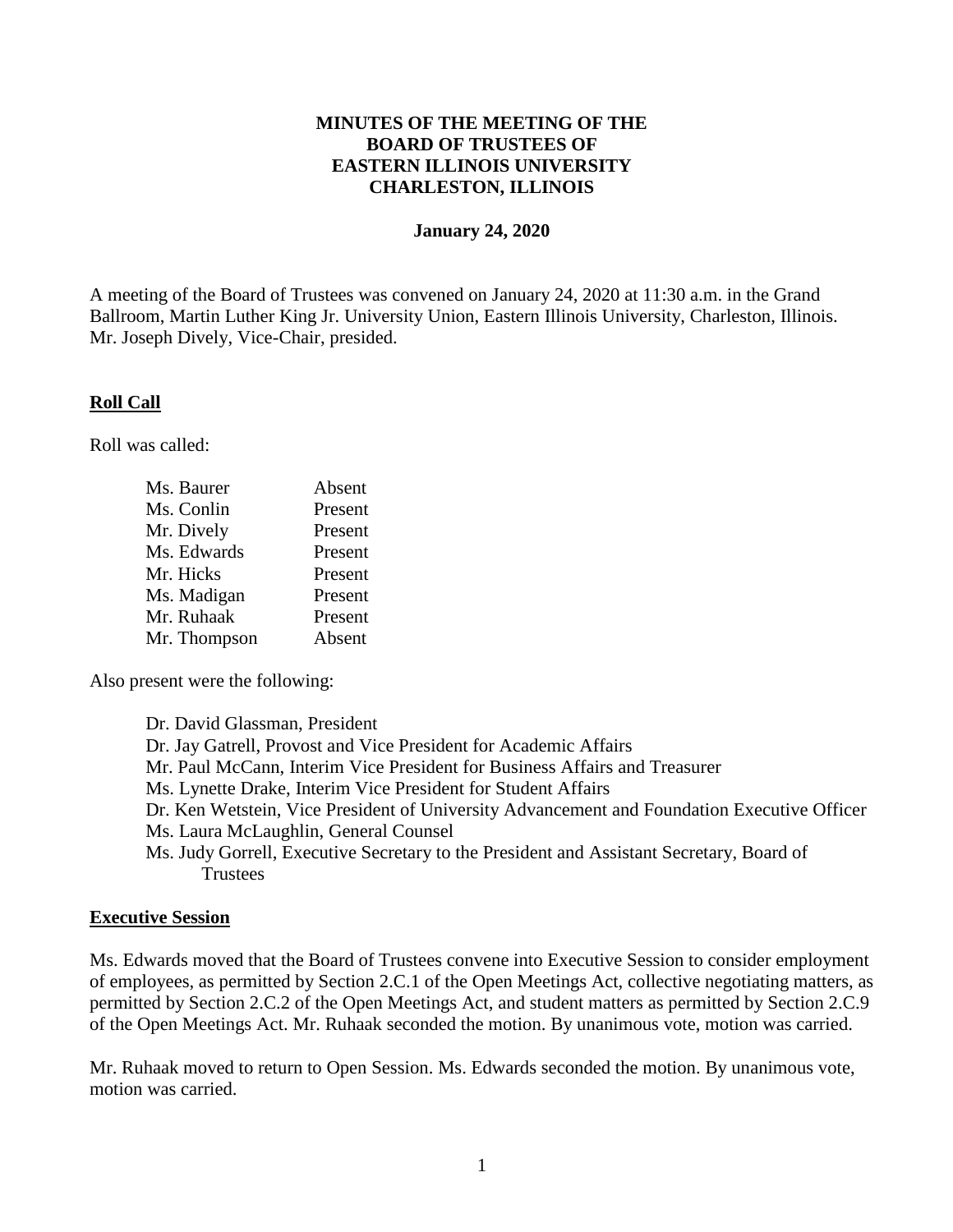# MINUTES OF THE MEETING OF THE BOARD OF TRUSTEES OF EASTERN ILLINOIS UNIVERSITY CHARLESTON, ILLINOIS

**January 24, 2020**

A meeting of the Board of Trustees was convened on January 24, 2020 at 11:30 a.m. in the Grand Ballroom, Martin Luther King Jr. University Union, Eastern Illinois University, Charleston, Illinois. Mr. Joseph Dively, Vice-Chair, presided.

## Roll Call

Roll was called:

| | |
|---|---|
| Ms. Baurer | Absent |
| Ms. Conlin | Present |
| Mr. Dively | Present |
| Ms. Edwards | Present |
| Mr. Hicks | Present |
| Ms. Madigan | Present |
| Mr. Ruhaak | Present |
| Mr. Thompson | Absent |

Also present were the following:

- Dr. David Glassman, President
- Dr. Jay Gatrell, Provost and Vice President for Academic Affairs
- Mr. Paul McCann, Interim Vice President for Business Affairs and Treasurer
- Ms. Lynette Drake, Interim Vice President for Student Affairs
- Dr. Ken Wetstein, Vice President of University Advancement and Foundation Executive Officer
- Ms. Laura McLaughlin, General Counsel
- Ms. Judy Gorrell, Executive Secretary to the President and Assistant Secretary, Board of Trustees

## Executive Session

Ms. Edwards moved that the Board of Trustees convene into Executive Session to consider employment of employees, as permitted by Section 2.C.1 of the Open Meetings Act, collective negotiating matters, as permitted by Section 2.C.2 of the Open Meetings Act, and student matters as permitted by Section 2.C.9 of the Open Meetings Act. Mr. Ruhaak seconded the motion. By unanimous vote, motion was carried.

Mr. Ruhaak moved to return to Open Session. Ms. Edwards seconded the motion. By unanimous vote, motion was carried.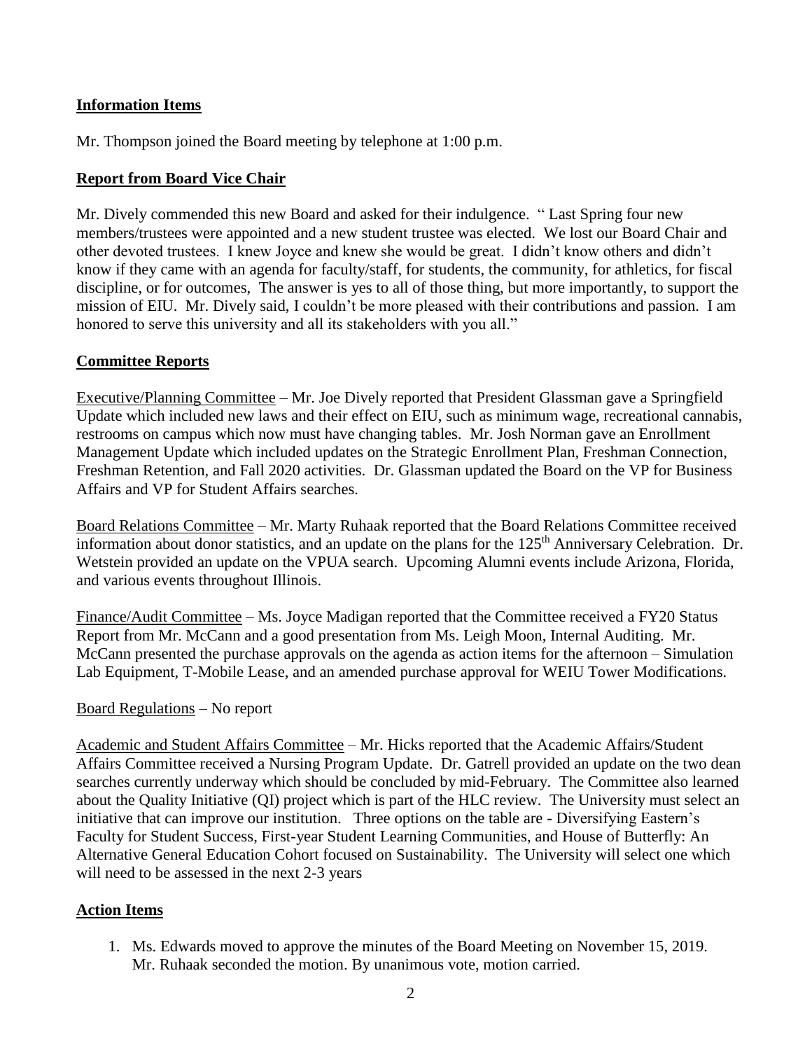## **Information Items**

Mr. Thompson joined the Board meeting by telephone at 1:00 p.m.

## **Report from Board Vice Chair**

Mr. Dively commended this new Board and asked for their indulgence. " Last Spring four new members/trustees were appointed and a new student trustee was elected. We lost our Board Chair and other devoted trustees. I knew Joyce and knew she would be great. I didn't know others and didn't know if they came with an agenda for faculty/staff, for students, the community, for athletics, for fiscal discipline, or for outcomes, The answer is yes to all of those thing, but more importantly, to support the mission of EIU. Mr. Dively said, I couldn't be more pleased with their contributions and passion. I am honored to serve this university and all its stakeholders with you all."

## **Committee Reports**

<u>Executive/Planning Committee</u> – Mr. Joe Dively reported that President Glassman gave a Springfield Update which included new laws and their effect on EIU, such as minimum wage, recreational cannabis, restrooms on campus which now must have changing tables. Mr. Josh Norman gave an Enrollment Management Update which included updates on the Strategic Enrollment Plan, Freshman Connection, Freshman Retention, and Fall 2020 activities. Dr. Glassman updated the Board on the VP for Business Affairs and VP for Student Affairs searches.

<u>Board Relations Committee</u> – Mr. Marty Ruhaak reported that the Board Relations Committee received information about donor statistics, and an update on the plans for the 125th Anniversary Celebration. Dr. Wetstein provided an update on the VPUA search. Upcoming Alumni events include Arizona, Florida, and various events throughout Illinois.

<u>Finance/Audit Committee</u> – Ms. Joyce Madigan reported that the Committee received a FY20 Status Report from Mr. McCann and a good presentation from Ms. Leigh Moon, Internal Auditing. Mr. McCann presented the purchase approvals on the agenda as action items for the afternoon – Simulation Lab Equipment, T-Mobile Lease, and an amended purchase approval for WEIU Tower Modifications.

<u>Board Regulations</u> – No report

<u>Academic and Student Affairs Committee</u> – Mr. Hicks reported that the Academic Affairs/Student Affairs Committee received a Nursing Program Update. Dr. Gatrell provided an update on the two dean searches currently underway which should be concluded by mid-February. The Committee also learned about the Quality Initiative (QI) project which is part of the HLC review. The University must select an initiative that can improve our institution. Three options on the table are - Diversifying Eastern's Faculty for Student Success, First-year Student Learning Communities, and House of Butterfly: An Alternative General Education Cohort focused on Sustainability. The University will select one which will need to be assessed in the next 2-3 years

## **Action Items**

1. Ms. Edwards moved to approve the minutes of the Board Meeting on November 15, 2019. Mr. Ruhaak seconded the motion. By unanimous vote, motion carried.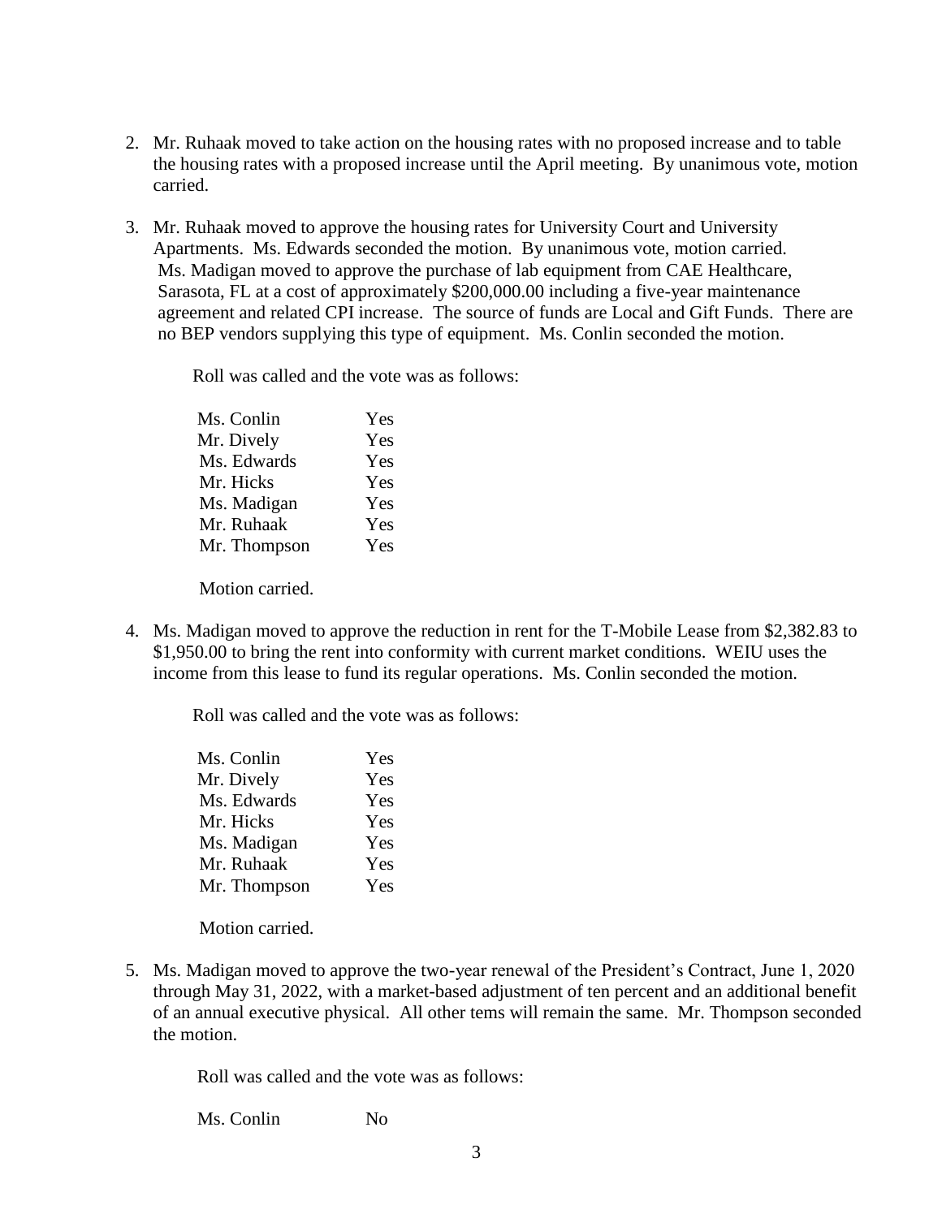2. Mr. Ruhaak moved to take action on the housing rates with no proposed increase and to table the housing rates with a proposed increase until the April meeting. By unanimous vote, motion carried.

3. Mr. Ruhaak moved to approve the housing rates for University Court and University Apartments. Ms. Edwards seconded the motion. By unanimous vote, motion carried. Ms. Madigan moved to approve the purchase of lab equipment from CAE Healthcare, Sarasota, FL at a cost of approximately $200,000.00 including a five-year maintenance agreement and related CPI increase. The source of funds are Local and Gift Funds. There are no BEP vendors supplying this type of equipment. Ms. Conlin seconded the motion.

   Roll was called and the vote was as follows:

   | | |
   |---|---|
   | Ms. Conlin | Yes |
   | Mr. Dively | Yes |
   | Ms. Edwards | Yes |
   | Mr. Hicks | Yes |
   | Ms. Madigan | Yes |
   | Mr. Ruhaak | Yes |
   | Mr. Thompson | Yes |

   Motion carried.

4. Ms. Madigan moved to approve the reduction in rent for the T-Mobile Lease from $2,382.83 to $1,950.00 to bring the rent into conformity with current market conditions. WEIU uses the income from this lease to fund its regular operations. Ms. Conlin seconded the motion.

   Roll was called and the vote was as follows:

   | | |
   |---|---|
   | Ms. Conlin | Yes |
   | Mr. Dively | Yes |
   | Ms. Edwards | Yes |
   | Mr. Hicks | Yes |
   | Ms. Madigan | Yes |
   | Mr. Ruhaak | Yes |
   | Mr. Thompson | Yes |

   Motion carried.

5. Ms. Madigan moved to approve the two-year renewal of the President's Contract, June 1, 2020 through May 31, 2022, with a market-based adjustment of ten percent and an additional benefit of an annual executive physical. All other tems will remain the same. Mr. Thompson seconded the motion.

   Roll was called and the vote was as follows:

   | | |
   |---|---|
   | Ms. Conlin | No |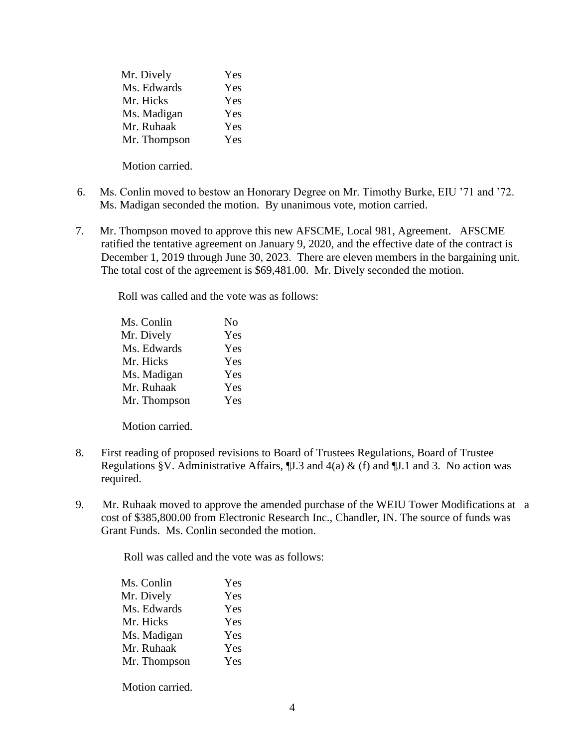| | |
|---|---|
| Mr. Dively | Yes |
| Ms. Edwards | Yes |
| Mr. Hicks | Yes |
| Ms. Madigan | Yes |
| Mr. Ruhaak | Yes |
| Mr. Thompson | Yes |

Motion carried.

6. Ms. Conlin moved to bestow an Honorary Degree on Mr. Timothy Burke, EIU '71 and '72. Ms. Madigan seconded the motion. By unanimous vote, motion carried.

7. Mr. Thompson moved to approve this new AFSCME, Local 981, Agreement. AFSCME ratified the tentative agreement on January 9, 2020, and the effective date of the contract is December 1, 2019 through June 30, 2023. There are eleven members in the bargaining unit. The total cost of the agreement is $69,481.00. Mr. Dively seconded the motion.

   Roll was called and the vote was as follows:

| | |
|---|---|
| Ms. Conlin | No |
| Mr. Dively | Yes |
| Ms. Edwards | Yes |
| Mr. Hicks | Yes |
| Ms. Madigan | Yes |
| Mr. Ruhaak | Yes |
| Mr. Thompson | Yes |

   Motion carried.

8. First reading of proposed revisions to Board of Trustees Regulations, Board of Trustee Regulations §V. Administrative Affairs, ¶J.3 and 4(a) & (f) and ¶J.1 and 3. No action was required.

9. Mr. Ruhaak moved to approve the amended purchase of the WEIU Tower Modifications at a cost of $385,800.00 from Electronic Research Inc., Chandler, IN. The source of funds was Grant Funds. Ms. Conlin seconded the motion.

   Roll was called and the vote was as follows:

| | |
|---|---|
| Ms. Conlin | Yes |
| Mr. Dively | Yes |
| Ms. Edwards | Yes |
| Mr. Hicks | Yes |
| Ms. Madigan | Yes |
| Mr. Ruhaak | Yes |
| Mr. Thompson | Yes |

   Motion carried.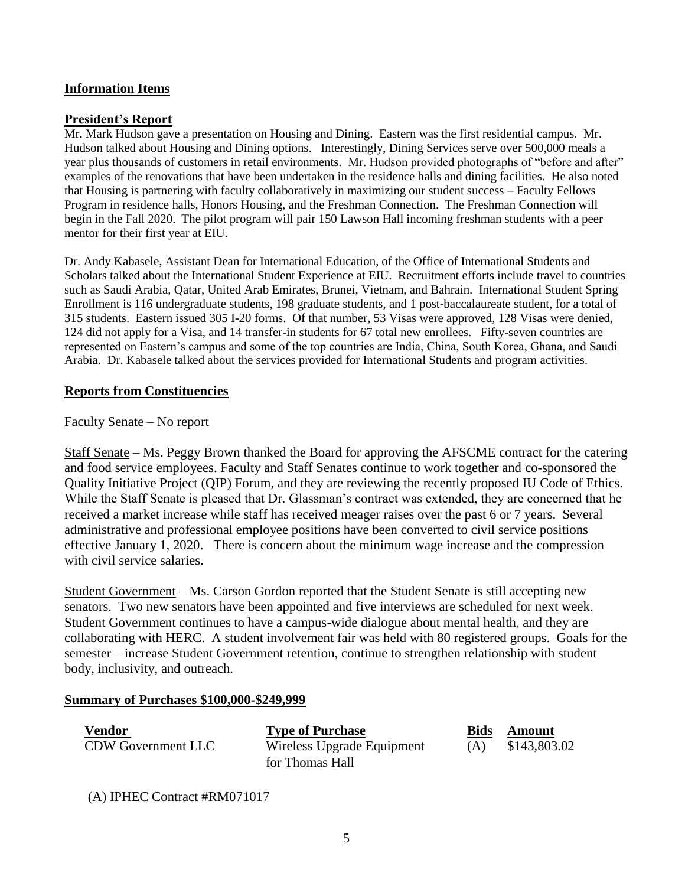## Information Items

### President's Report

Mr. Mark Hudson gave a presentation on Housing and Dining. Eastern was the first residential campus. Mr. Hudson talked about Housing and Dining options. Interestingly, Dining Services serve over 500,000 meals a year plus thousands of customers in retail environments. Mr. Hudson provided photographs of "before and after" examples of the renovations that have been undertaken in the residence halls and dining facilities. He also noted that Housing is partnering with faculty collaboratively in maximizing our student success – Faculty Fellows Program in residence halls, Honors Housing, and the Freshman Connection. The Freshman Connection will begin in the Fall 2020. The pilot program will pair 150 Lawson Hall incoming freshman students with a peer mentor for their first year at EIU.

Dr. Andy Kabasele, Assistant Dean for International Education, of the Office of International Students and Scholars talked about the International Student Experience at EIU. Recruitment efforts include travel to countries such as Saudi Arabia, Qatar, United Arab Emirates, Brunei, Vietnam, and Bahrain. International Student Spring Enrollment is 116 undergraduate students, 198 graduate students, and 1 post-baccalaureate student, for a total of 315 students. Eastern issued 305 I-20 forms. Of that number, 53 Visas were approved, 128 Visas were denied, 124 did not apply for a Visa, and 14 transfer-in students for 67 total new enrollees. Fifty-seven countries are represented on Eastern's campus and some of the top countries are India, China, South Korea, Ghana, and Saudi Arabia. Dr. Kabasele talked about the services provided for International Students and program activities.

### Reports from Constituencies

Faculty Senate – No report

Staff Senate – Ms. Peggy Brown thanked the Board for approving the AFSCME contract for the catering and food service employees. Faculty and Staff Senates continue to work together and co-sponsored the Quality Initiative Project (QIP) Forum, and they are reviewing the recently proposed IU Code of Ethics. While the Staff Senate is pleased that Dr. Glassman's contract was extended, they are concerned that he received a market increase while staff has received meager raises over the past 6 or 7 years. Several administrative and professional employee positions have been converted to civil service positions effective January 1, 2020. There is concern about the minimum wage increase and the compression with civil service salaries.

Student Government – Ms. Carson Gordon reported that the Student Senate is still accepting new senators. Two new senators have been appointed and five interviews are scheduled for next week. Student Government continues to have a campus-wide dialogue about mental health, and they are collaborating with HERC. A student involvement fair was held with 80 registered groups. Goals for the semester – increase Student Government retention, continue to strengthen relationship with student body, inclusivity, and outreach.

### Summary of Purchases $100,000-$249,999

| Vendor | Type of Purchase | Bids | Amount |
|---|---|---|---|
| CDW Government LLC | Wireless Upgrade Equipment for Thomas Hall | (A) | $143,803.02 |

(A) IPHEC Contract #RM071017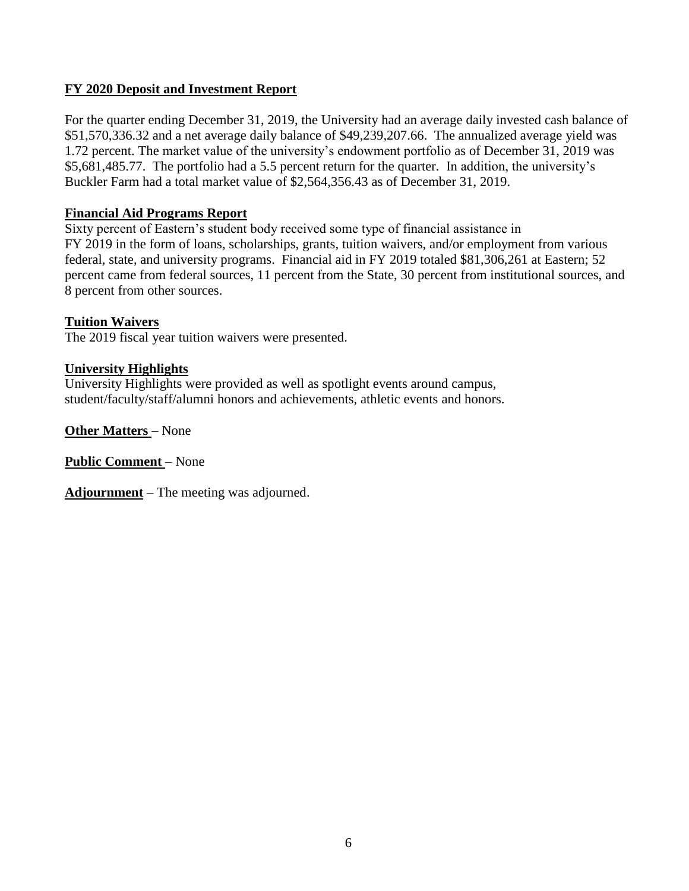**FY 2020 Deposit and Investment Report**

For the quarter ending December 31, 2019, the University had an average daily invested cash balance of \$51,570,336.32 and a net average daily balance of \$49,239,207.66. The annualized average yield was 1.72 percent. The market value of the university's endowment portfolio as of December 31, 2019 was \$5,681,485.77. The portfolio had a 5.5 percent return for the quarter. In addition, the university's Buckler Farm had a total market value of \$2,564,356.43 as of December 31, 2019.

**Financial Aid Programs Report**

Sixty percent of Eastern's student body received some type of financial assistance in FY 2019 in the form of loans, scholarships, grants, tuition waivers, and/or employment from various federal, state, and university programs. Financial aid in FY 2019 totaled \$81,306,261 at Eastern; 52 percent came from federal sources, 11 percent from the State, 30 percent from institutional sources, and 8 percent from other sources.

**Tuition Waivers**

The 2019 fiscal year tuition waivers were presented.

**University Highlights**

University Highlights were provided as well as spotlight events around campus, student/faculty/staff/alumni honors and achievements, athletic events and honors.

**Other Matters** – None

**Public Comment** – None

**Adjournment** – The meeting was adjourned.